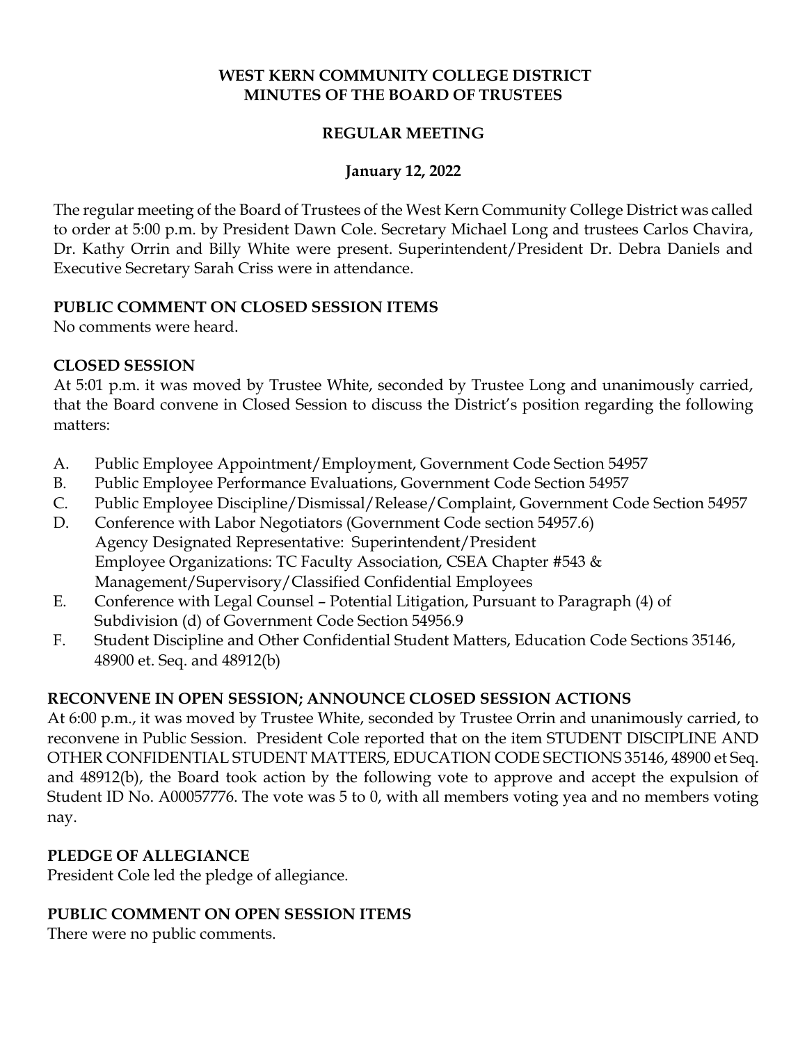# WEST KERN COMMUNITY COLLEGE DISTRICT
# MINUTES OF THE BOARD OF TRUSTEES

## REGULAR MEETING

### January 12, 2022

The regular meeting of the Board of Trustees of the West Kern Community College District was called to order at 5:00 p.m. by President Dawn Cole. Secretary Michael Long and trustees Carlos Chavira, Dr. Kathy Orrin and Billy White were present. Superintendent/President Dr. Debra Daniels and Executive Secretary Sarah Criss were in attendance.

**PUBLIC COMMENT ON CLOSED SESSION ITEMS**
No comments were heard.

**CLOSED SESSION**
At 5:01 p.m. it was moved by Trustee White, seconded by Trustee Long and unanimously carried, that the Board convene in Closed Session to discuss the District's position regarding the following matters:

A. Public Employee Appointment/Employment, Government Code Section 54957
B. Public Employee Performance Evaluations, Government Code Section 54957
C. Public Employee Discipline/Dismissal/Release/Complaint, Government Code Section 54957
D. Conference with Labor Negotiators (Government Code section 54957.6)
   Agency Designated Representative: Superintendent/President
   Employee Organizations: TC Faculty Association, CSEA Chapter #543 & Management/Supervisory/Classified Confidential Employees
E. Conference with Legal Counsel – Potential Litigation, Pursuant to Paragraph (4) of Subdivision (d) of Government Code Section 54956.9
F. Student Discipline and Other Confidential Student Matters, Education Code Sections 35146, 48900 et. Seq. and 48912(b)

**RECONVENE IN OPEN SESSION; ANNOUNCE CLOSED SESSION ACTIONS**
At 6:00 p.m., it was moved by Trustee White, seconded by Trustee Orrin and unanimously carried, to reconvene in Public Session. President Cole reported that on the item STUDENT DISCIPLINE AND OTHER CONFIDENTIAL STUDENT MATTERS, EDUCATION CODE SECTIONS 35146, 48900 et Seq. and 48912(b), the Board took action by the following vote to approve and accept the expulsion of Student ID No. A00057776. The vote was 5 to 0, with all members voting yea and no members voting nay.

**PLEDGE OF ALLEGIANCE**
President Cole led the pledge of allegiance.

**PUBLIC COMMENT ON OPEN SESSION ITEMS**
There were no public comments.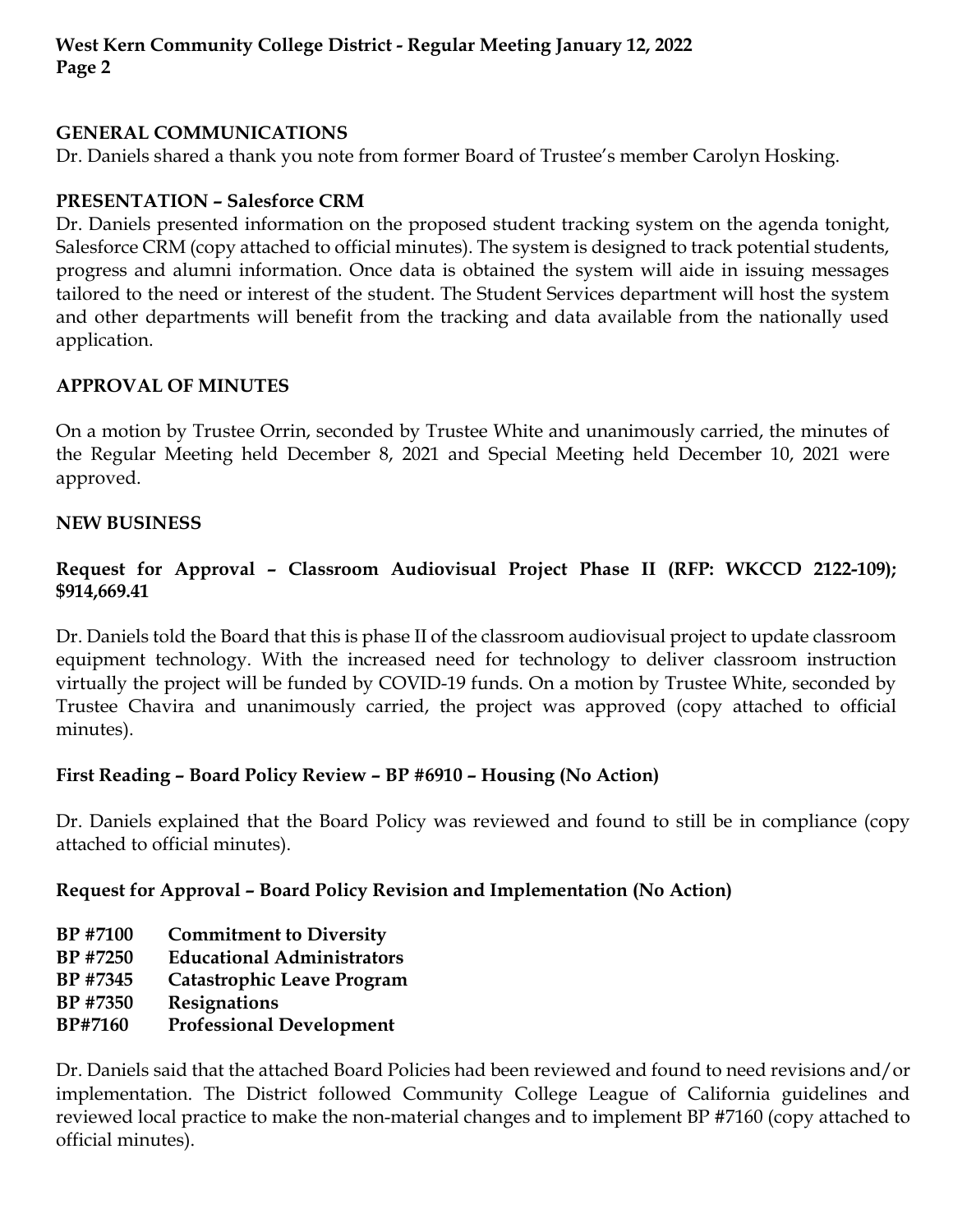## GENERAL COMMUNICATIONS

Dr. Daniels shared a thank you note from former Board of Trustee's member Carolyn Hosking.

## PRESENTATION – Salesforce CRM

Dr. Daniels presented information on the proposed student tracking system on the agenda tonight, Salesforce CRM (copy attached to official minutes). The system is designed to track potential students, progress and alumni information. Once data is obtained the system will aide in issuing messages tailored to the need or interest of the student. The Student Services department will host the system and other departments will benefit from the tracking and data available from the nationally used application.

## APPROVAL OF MINUTES

On a motion by Trustee Orrin, seconded by Trustee White and unanimously carried, the minutes of the Regular Meeting held December 8, 2021 and Special Meeting held December 10, 2021 were approved.

## NEW BUSINESS

### Request for Approval – Classroom Audiovisual Project Phase II (RFP: WKCCD 2122-109); $914,669.41

Dr. Daniels told the Board that this is phase II of the classroom audiovisual project to update classroom equipment technology. With the increased need for technology to deliver classroom instruction virtually the project will be funded by COVID-19 funds. On a motion by Trustee White, seconded by Trustee Chavira and unanimously carried, the project was approved (copy attached to official minutes).

### First Reading – Board Policy Review – BP #6910 – Housing (No Action)

Dr. Daniels explained that the Board Policy was reviewed and found to still be in compliance (copy attached to official minutes).

### Request for Approval – Board Policy Revision and Implementation (No Action)

**BP #7100 Commitment to Diversity**
**BP #7250 Educational Administrators**
**BP #7345 Catastrophic Leave Program**
**BP #7350 Resignations**
**BP#7160 Professional Development**

Dr. Daniels said that the attached Board Policies had been reviewed and found to need revisions and/or implementation. The District followed Community College League of California guidelines and reviewed local practice to make the non-material changes and to implement BP #7160 (copy attached to official minutes).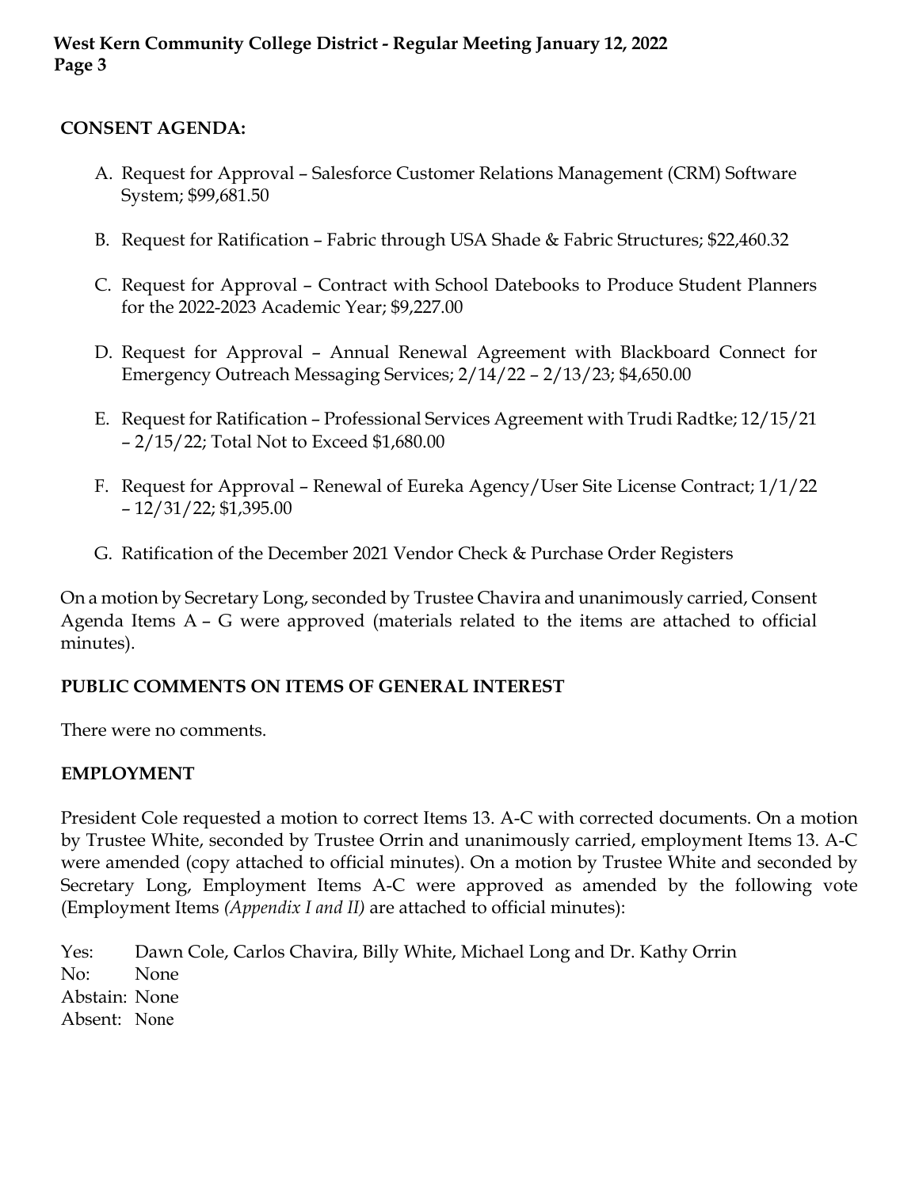## CONSENT AGENDA:

A. Request for Approval – Salesforce Customer Relations Management (CRM) Software System; $99,681.50

B. Request for Ratification – Fabric through USA Shade & Fabric Structures; $22,460.32

C. Request for Approval – Contract with School Datebooks to Produce Student Planners for the 2022-2023 Academic Year; $9,227.00

D. Request for Approval – Annual Renewal Agreement with Blackboard Connect for Emergency Outreach Messaging Services; 2/14/22 – 2/13/23; $4,650.00

E. Request for Ratification – Professional Services Agreement with Trudi Radtke; 12/15/21 – 2/15/22; Total Not to Exceed $1,680.00

F. Request for Approval – Renewal of Eureka Agency/User Site License Contract; 1/1/22 – 12/31/22; $1,395.00

G. Ratification of the December 2021 Vendor Check & Purchase Order Registers

On a motion by Secretary Long, seconded by Trustee Chavira and unanimously carried, Consent Agenda Items A – G were approved (materials related to the items are attached to official minutes).

## PUBLIC COMMENTS ON ITEMS OF GENERAL INTEREST

There were no comments.

## EMPLOYMENT

President Cole requested a motion to correct Items 13. A-C with corrected documents. On a motion by Trustee White, seconded by Trustee Orrin and unanimously carried, employment Items 13. A-C were amended (copy attached to official minutes). On a motion by Trustee White and seconded by Secretary Long, Employment Items A-C were approved as amended by the following vote (Employment Items *(Appendix I and II)* are attached to official minutes):

Yes: Dawn Cole, Carlos Chavira, Billy White, Michael Long and Dr. Kathy Orrin
No: None
Abstain: None
Absent: None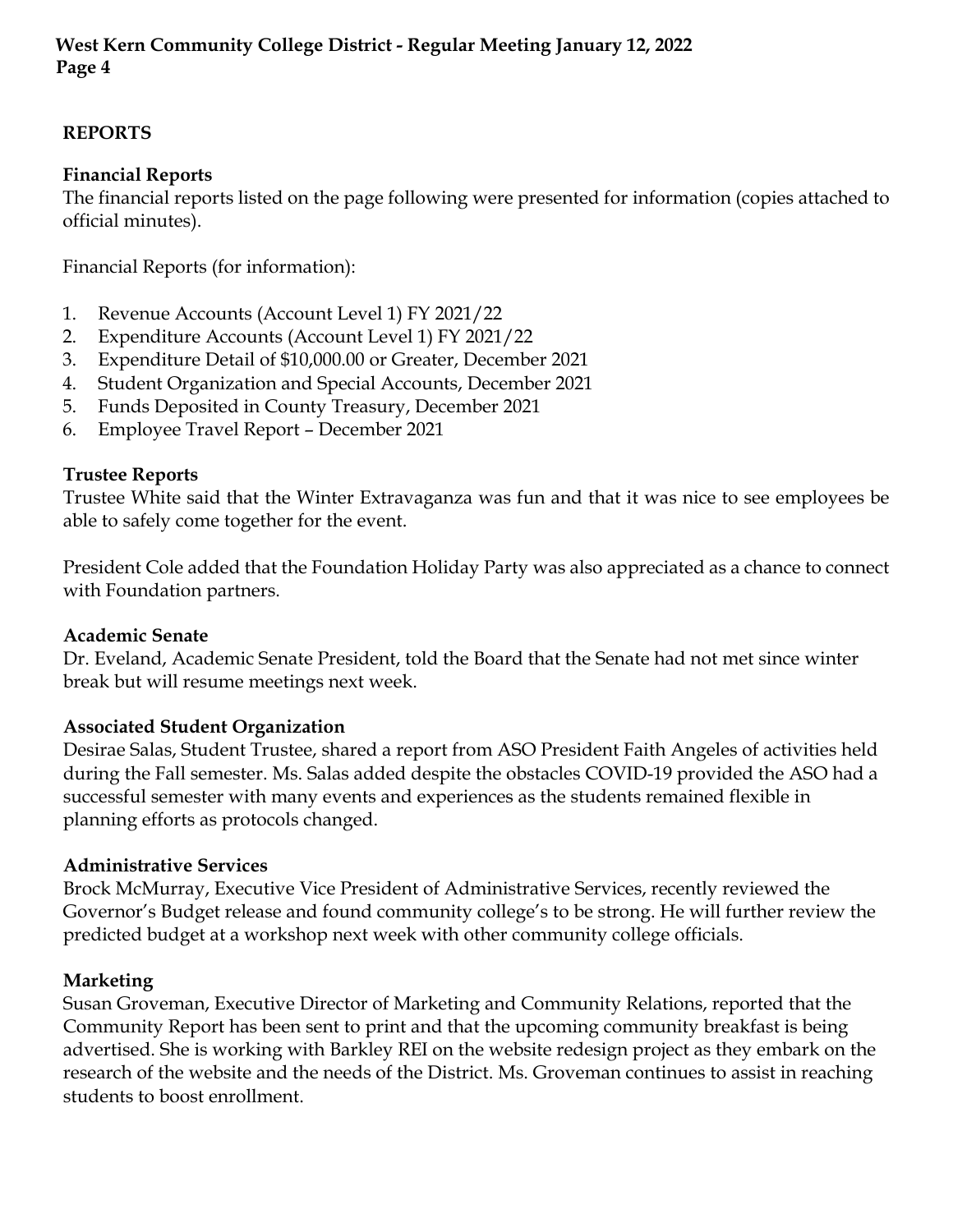## REPORTS

### Financial Reports

The financial reports listed on the page following were presented for information (copies attached to official minutes).

Financial Reports (for information):

1. Revenue Accounts (Account Level 1) FY 2021/22
2. Expenditure Accounts (Account Level 1) FY 2021/22
3. Expenditure Detail of $10,000.00 or Greater, December 2021
4. Student Organization and Special Accounts, December 2021
5. Funds Deposited in County Treasury, December 2021
6. Employee Travel Report – December 2021

### Trustee Reports

Trustee White said that the Winter Extravaganza was fun and that it was nice to see employees be able to safely come together for the event.

President Cole added that the Foundation Holiday Party was also appreciated as a chance to connect with Foundation partners.

### Academic Senate

Dr. Eveland, Academic Senate President, told the Board that the Senate had not met since winter break but will resume meetings next week.

### Associated Student Organization

Desirae Salas, Student Trustee, shared a report from ASO President Faith Angeles of activities held during the Fall semester. Ms. Salas added despite the obstacles COVID-19 provided the ASO had a successful semester with many events and experiences as the students remained flexible in planning efforts as protocols changed.

### Administrative Services

Brock McMurray, Executive Vice President of Administrative Services, recently reviewed the Governor's Budget release and found community college's to be strong. He will further review the predicted budget at a workshop next week with other community college officials.

### Marketing

Susan Groveman, Executive Director of Marketing and Community Relations, reported that the Community Report has been sent to print and that the upcoming community breakfast is being advertised. She is working with Barkley REI on the website redesign project as they embark on the research of the website and the needs of the District. Ms. Groveman continues to assist in reaching students to boost enrollment.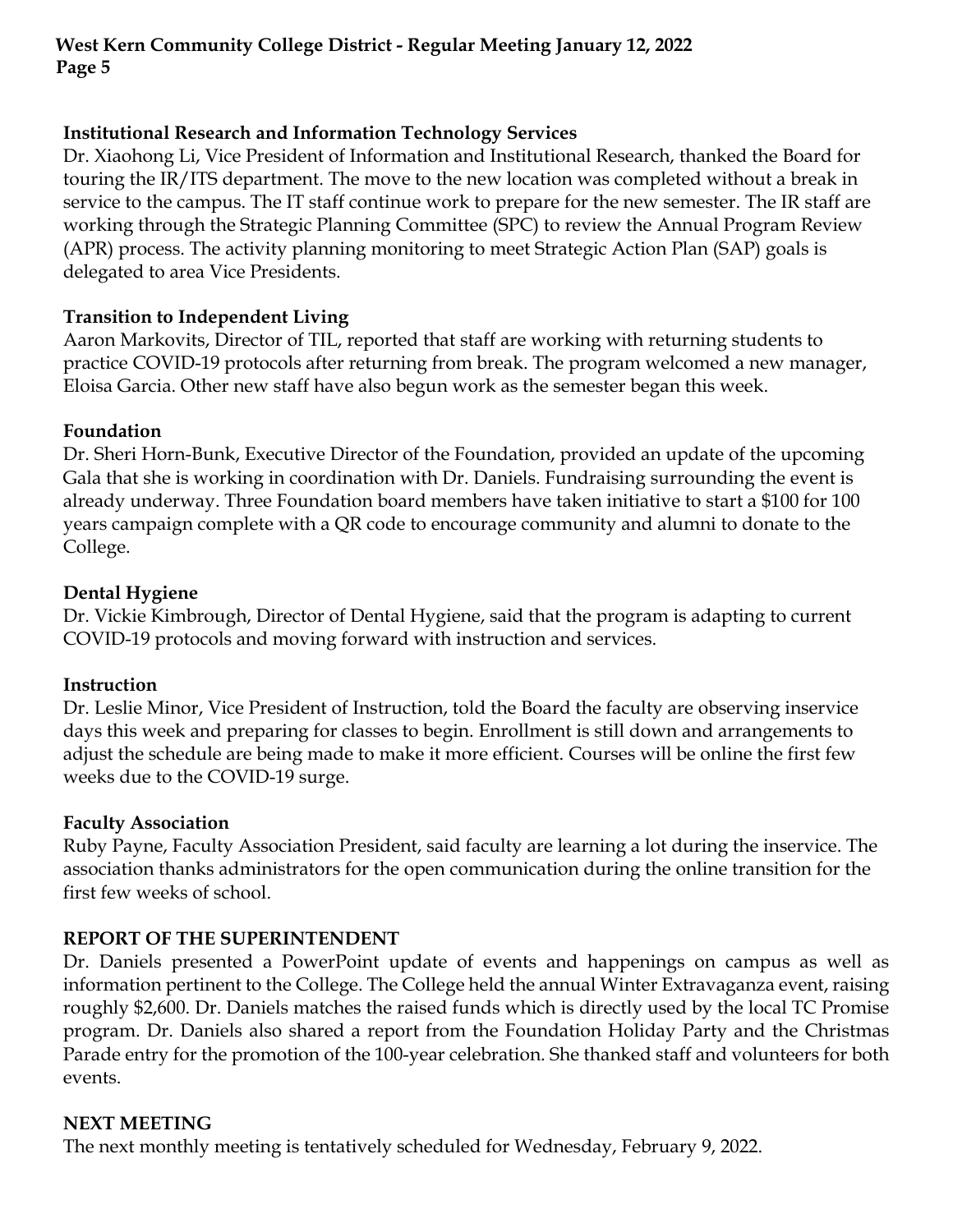### Institutional Research and Information Technology Services

Dr. Xiaohong Li, Vice President of Information and Institutional Research, thanked the Board for touring the IR/ITS department. The move to the new location was completed without a break in service to the campus. The IT staff continue work to prepare for the new semester. The IR staff are working through the Strategic Planning Committee (SPC) to review the Annual Program Review (APR) process. The activity planning monitoring to meet Strategic Action Plan (SAP) goals is delegated to area Vice Presidents.

### Transition to Independent Living

Aaron Markovits, Director of TIL, reported that staff are working with returning students to practice COVID-19 protocols after returning from break. The program welcomed a new manager, Eloisa Garcia. Other new staff have also begun work as the semester began this week.

### Foundation

Dr. Sheri Horn-Bunk, Executive Director of the Foundation, provided an update of the upcoming Gala that she is working in coordination with Dr. Daniels. Fundraising surrounding the event is already underway. Three Foundation board members have taken initiative to start a $100 for 100 years campaign complete with a QR code to encourage community and alumni to donate to the College.

### Dental Hygiene

Dr. Vickie Kimbrough, Director of Dental Hygiene, said that the program is adapting to current COVID-19 protocols and moving forward with instruction and services.

### Instruction

Dr. Leslie Minor, Vice President of Instruction, told the Board the faculty are observing inservice days this week and preparing for classes to begin. Enrollment is still down and arrangements to adjust the schedule are being made to make it more efficient. Courses will be online the first few weeks due to the COVID-19 surge.

### Faculty Association

Ruby Payne, Faculty Association President, said faculty are learning a lot during the inservice. The association thanks administrators for the open communication during the online transition for the first few weeks of school.

## REPORT OF THE SUPERINTENDENT

Dr. Daniels presented a PowerPoint update of events and happenings on campus as well as information pertinent to the College. The College held the annual Winter Extravaganza event, raising roughly $2,600. Dr. Daniels matches the raised funds which is directly used by the local TC Promise program. Dr. Daniels also shared a report from the Foundation Holiday Party and the Christmas Parade entry for the promotion of the 100-year celebration. She thanked staff and volunteers for both events.

## NEXT MEETING

The next monthly meeting is tentatively scheduled for Wednesday, February 9, 2022.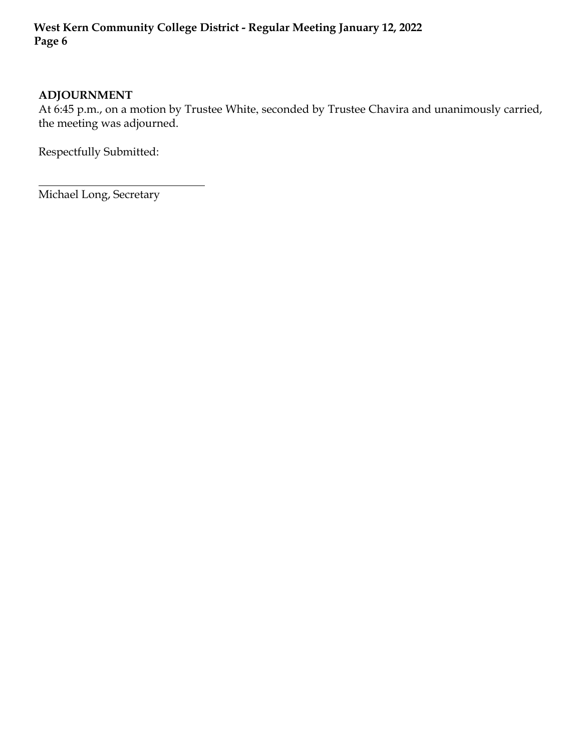## ADJOURNMENT

At 6:45 p.m., on a motion by Trustee White, seconded by Trustee Chavira and unanimously carried, the meeting was adjourned.

Respectfully Submitted:

\_\_\_\_\_\_\_\_\_\_\_\_\_\_\_\_\_\_\_\_\_\_\_\_\_\_\_\_\_\_

Michael Long, Secretary